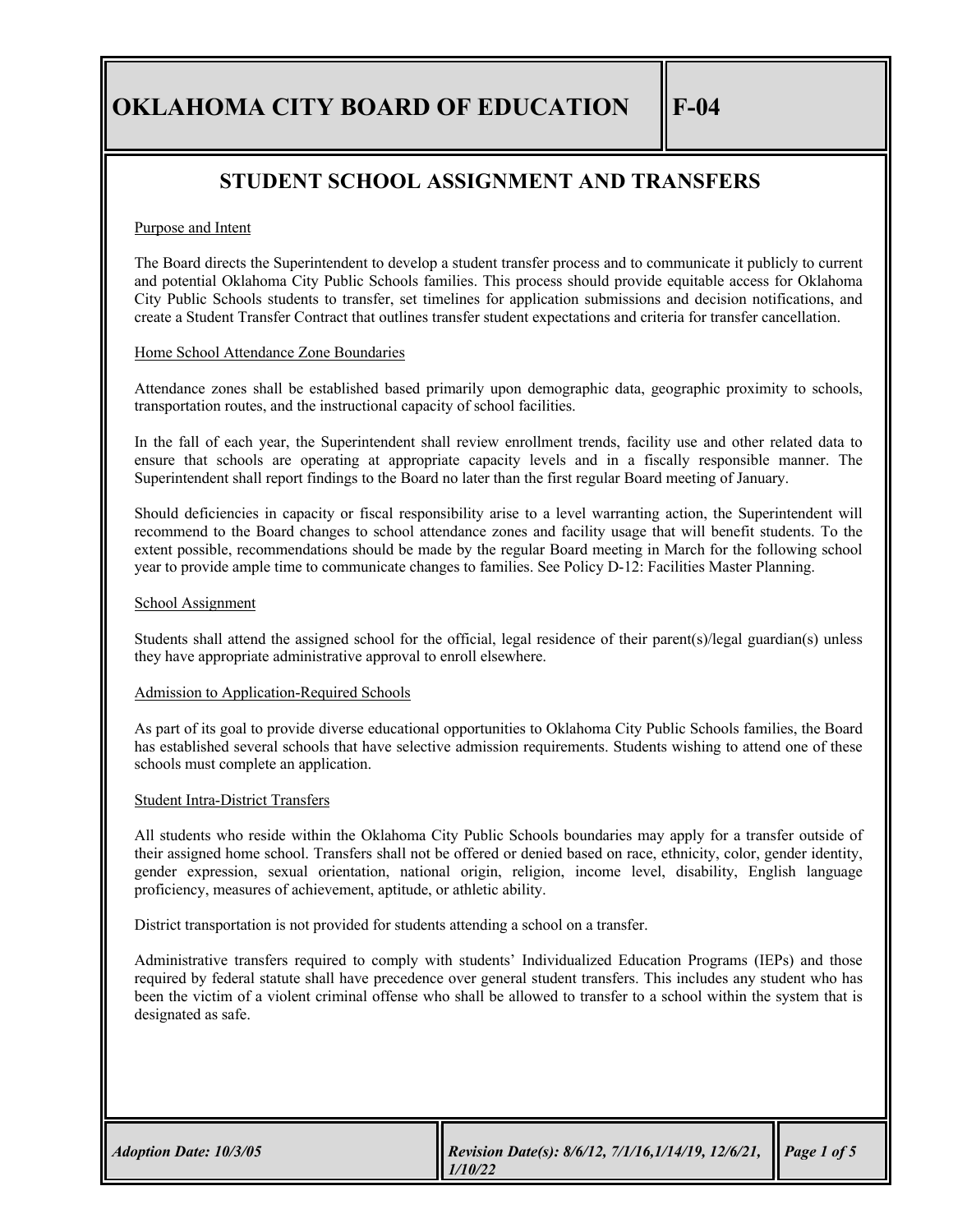# OKLAHOMA CITY BOARD OF EDUCATION — F-04

## STUDENT SCHOOL ASSIGNMENT AND TRANSFERS

Purpose and Intent

The Board directs the Superintendent to develop a student transfer process and to communicate it publicly to current and potential Oklahoma City Public Schools families. This process should provide equitable access for Oklahoma City Public Schools students to transfer, set timelines for application submissions and decision notifications, and create a Student Transfer Contract that outlines transfer student expectations and criteria for transfer cancellation.

Home School Attendance Zone Boundaries

Attendance zones shall be established based primarily upon demographic data, geographic proximity to schools, transportation routes, and the instructional capacity of school facilities.

In the fall of each year, the Superintendent shall review enrollment trends, facility use and other related data to ensure that schools are operating at appropriate capacity levels and in a fiscally responsible manner. The Superintendent shall report findings to the Board no later than the first regular Board meeting of January.

Should deficiencies in capacity or fiscal responsibility arise to a level warranting action, the Superintendent will recommend to the Board changes to school attendance zones and facility usage that will benefit students. To the extent possible, recommendations should be made by the regular Board meeting in March for the following school year to provide ample time to communicate changes to families. See Policy D-12: Facilities Master Planning.

School Assignment

Students shall attend the assigned school for the official, legal residence of their parent(s)/legal guardian(s) unless they have appropriate administrative approval to enroll elsewhere.

Admission to Application-Required Schools

As part of its goal to provide diverse educational opportunities to Oklahoma City Public Schools families, the Board has established several schools that have selective admission requirements. Students wishing to attend one of these schools must complete an application.

Student Intra-District Transfers

All students who reside within the Oklahoma City Public Schools boundaries may apply for a transfer outside of their assigned home school. Transfers shall not be offered or denied based on race, ethnicity, color, gender identity, gender expression, sexual orientation, national origin, religion, income level, disability, English language proficiency, measures of achievement, aptitude, or athletic ability.

District transportation is not provided for students attending a school on a transfer.

Administrative transfers required to comply with students' Individualized Education Programs (IEPs) and those required by federal statute shall have precedence over general student transfers. This includes any student who has been the victim of a violent criminal offense who shall be allowed to transfer to a school within the system that is designated as safe.

*Adoption Date: 10/3/05* | *Revision Date(s): 8/6/12, 7/1/16, 1/14/19, 12/6/21, 1/10/22*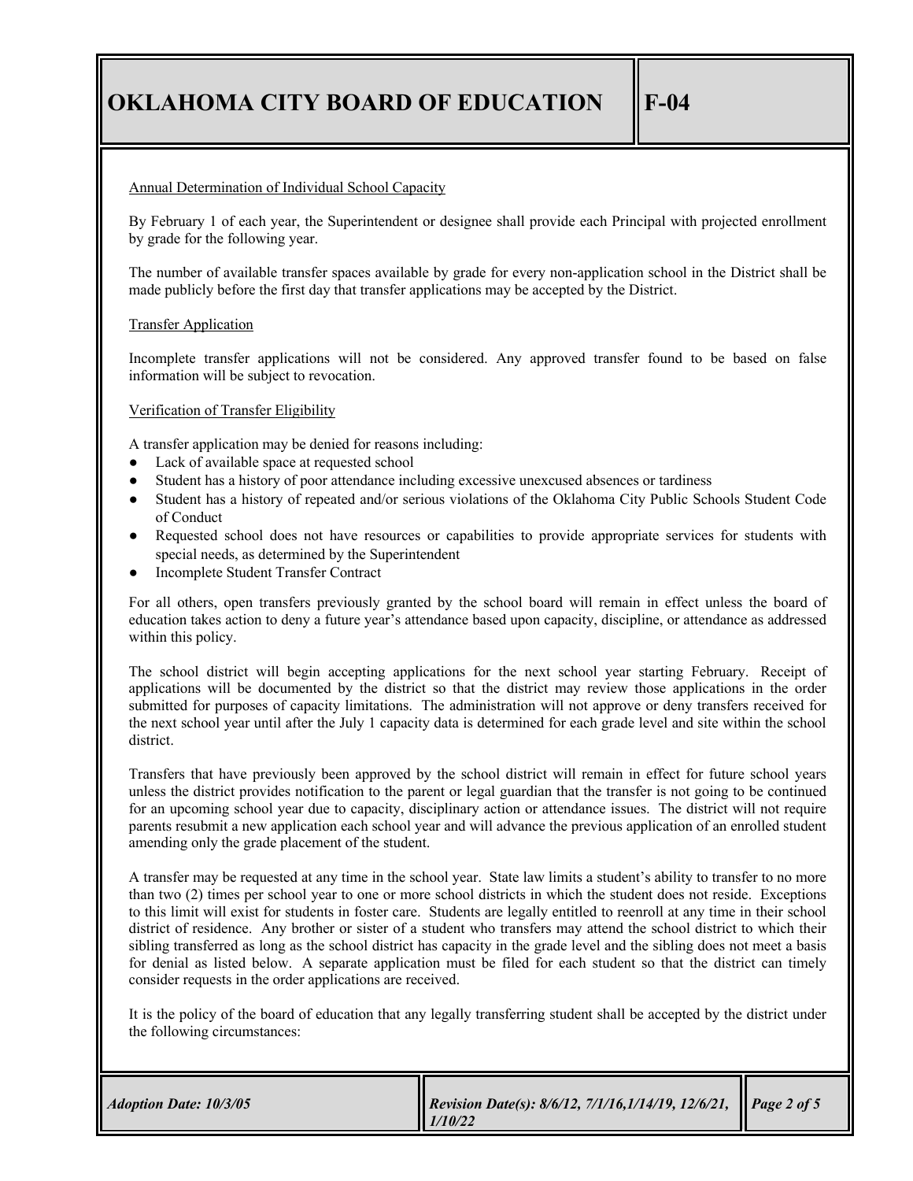Annual Determination of Individual School Capacity

By February 1 of each year, the Superintendent or designee shall provide each Principal with projected enrollment by grade for the following year.

The number of available transfer spaces available by grade for every non-application school in the District shall be made publicly before the first day that transfer applications may be accepted by the District.

Transfer Application

Incomplete transfer applications will not be considered. Any approved transfer found to be based on false information will be subject to revocation.

Verification of Transfer Eligibility

A transfer application may be denied for reasons including:

- Lack of available space at requested school
- Student has a history of poor attendance including excessive unexcused absences or tardiness
- Student has a history of repeated and/or serious violations of the Oklahoma City Public Schools Student Code of Conduct
- Requested school does not have resources or capabilities to provide appropriate services for students with special needs, as determined by the Superintendent
- Incomplete Student Transfer Contract

For all others, open transfers previously granted by the school board will remain in effect unless the board of education takes action to deny a future year's attendance based upon capacity, discipline, or attendance as addressed within this policy.

The school district will begin accepting applications for the next school year starting February. Receipt of applications will be documented by the district so that the district may review those applications in the order submitted for purposes of capacity limitations. The administration will not approve or deny transfers received for the next school year until after the July 1 capacity data is determined for each grade level and site within the school district.

Transfers that have previously been approved by the school district will remain in effect for future school years unless the district provides notification to the parent or legal guardian that the transfer is not going to be continued for an upcoming school year due to capacity, disciplinary action or attendance issues. The district will not require parents resubmit a new application each school year and will advance the previous application of an enrolled student amending only the grade placement of the student.

A transfer may be requested at any time in the school year. State law limits a student's ability to transfer to no more than two (2) times per school year to one or more school districts in which the student does not reside. Exceptions to this limit will exist for students in foster care. Students are legally entitled to reenroll at any time in their school district of residence. Any brother or sister of a student who transfers may attend the school district to which their sibling transferred as long as the school district has capacity in the grade level and the sibling does not meet a basis for denial as listed below. A separate application must be filed for each student so that the district can timely consider requests in the order applications are received.

It is the policy of the board of education that any legally transferring student shall be accepted by the district under the following circumstances: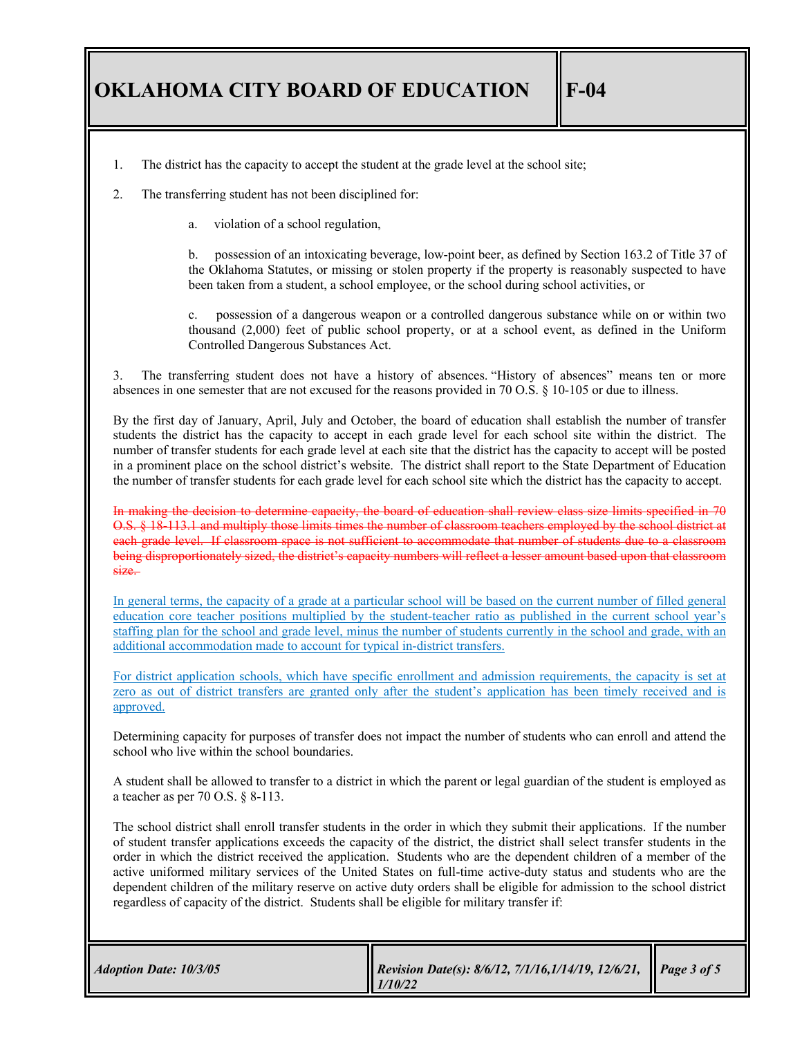1. The district has the capacity to accept the student at the grade level at the school site;

2. The transferring student has not been disciplined for:

   a. violation of a school regulation,

   b. possession of an intoxicating beverage, low-point beer, as defined by Section 163.2 of Title 37 of the Oklahoma Statutes, or missing or stolen property if the property is reasonably suspected to have been taken from a student, a school employee, or the school during school activities, or

   c. possession of a dangerous weapon or a controlled dangerous substance while on or within two thousand (2,000) feet of public school property, or at a school event, as defined in the Uniform Controlled Dangerous Substances Act.

3. The transferring student does not have a history of absences. "History of absences" means ten or more absences in one semester that are not excused for the reasons provided in 70 O.S. § 10-105 or due to illness.

By the first day of January, April, July and October, the board of education shall establish the number of transfer students the district has the capacity to accept in each grade level for each school site within the district. The number of transfer students for each grade level at each site that the district has the capacity to accept will be posted in a prominent place on the school district's website. The district shall report to the State Department of Education the number of transfer students for each grade level for each school site which the district has the capacity to accept.

~~In making the decision to determine capacity, the board of education shall review class size limits specified in 70 O.S. § 18-113.1 and multiply those limits times the number of classroom teachers employed by the school district at each grade level. If classroom space is not sufficient to accommodate that number of students due to a classroom being disproportionately sized, the district's capacity numbers will reflect a lesser amount based upon that classroom size.~~

<u>In general terms, the capacity of a grade at a particular school will be based on the current number of filled general education core teacher positions multiplied by the student-teacher ratio as published in the current school year's staffing plan for the school and grade level, minus the number of students currently in the school and grade, with an additional accommodation made to account for typical in-district transfers.</u>

<u>For district application schools, which have specific enrollment and admission requirements, the capacity is set at zero as out of district transfers are granted only after the student's application has been timely received and is approved.</u>

Determining capacity for purposes of transfer does not impact the number of students who can enroll and attend the school who live within the school boundaries.

A student shall be allowed to transfer to a district in which the parent or legal guardian of the student is employed as a teacher as per 70 O.S. § 8-113.

The school district shall enroll transfer students in the order in which they submit their applications. If the number of student transfer applications exceeds the capacity of the district, the district shall select transfer students in the order in which the district received the application. Students who are the dependent children of a member of the active uniformed military services of the United States on full-time active-duty status and students who are the dependent children of the military reserve on active duty orders shall be eligible for admission to the school district regardless of capacity of the district. Students shall be eligible for military transfer if: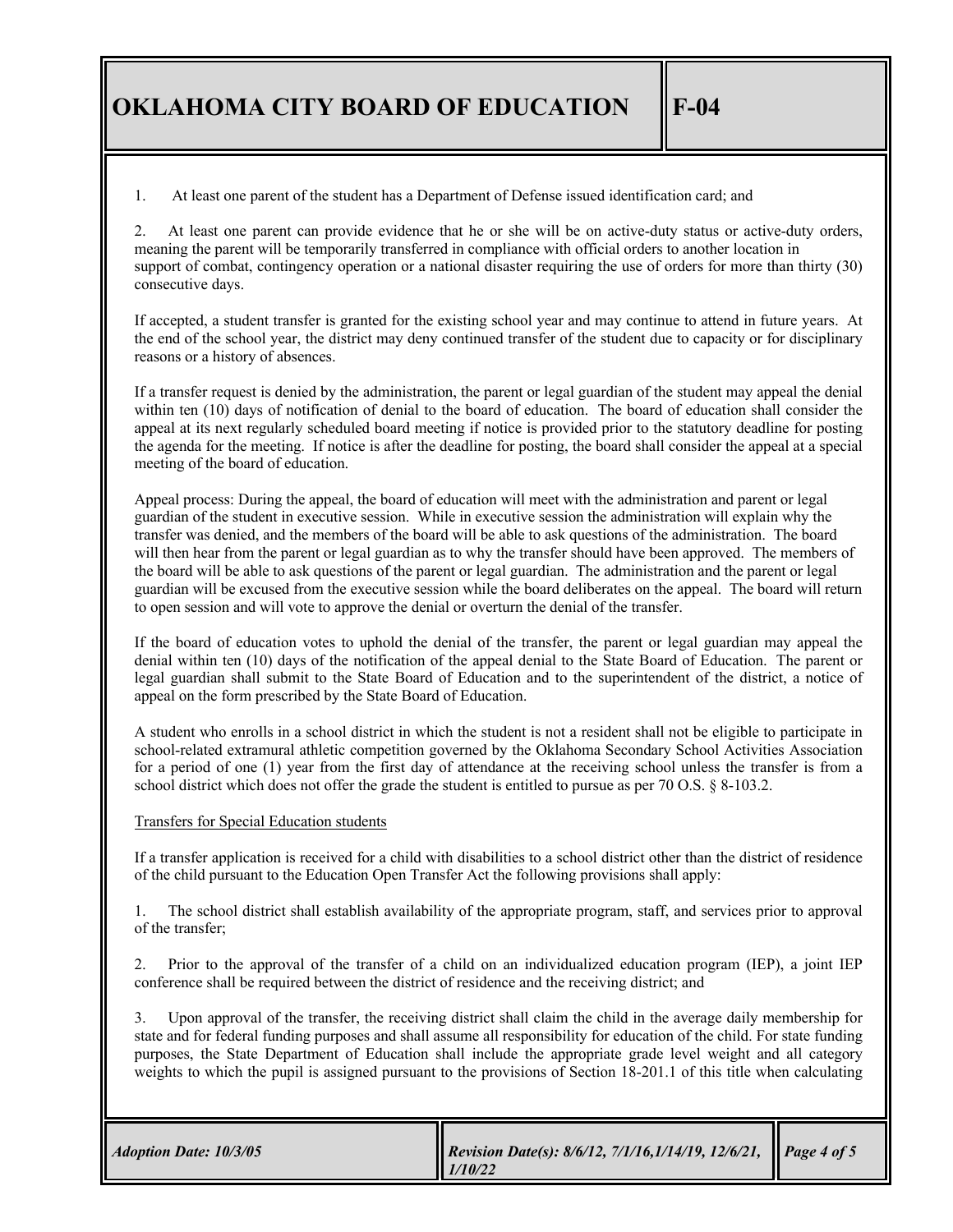1. At least one parent of the student has a Department of Defense issued identification card; and

2. At least one parent can provide evidence that he or she will be on active-duty status or active-duty orders, meaning the parent will be temporarily transferred in compliance with official orders to another location in support of combat, contingency operation or a national disaster requiring the use of orders for more than thirty (30) consecutive days.

If accepted, a student transfer is granted for the existing school year and may continue to attend in future years. At the end of the school year, the district may deny continued transfer of the student due to capacity or for disciplinary reasons or a history of absences.

If a transfer request is denied by the administration, the parent or legal guardian of the student may appeal the denial within ten (10) days of notification of denial to the board of education. The board of education shall consider the appeal at its next regularly scheduled board meeting if notice is provided prior to the statutory deadline for posting the agenda for the meeting. If notice is after the deadline for posting, the board shall consider the appeal at a special meeting of the board of education.

Appeal process: During the appeal, the board of education will meet with the administration and parent or legal guardian of the student in executive session. While in executive session the administration will explain why the transfer was denied, and the members of the board will be able to ask questions of the administration. The board will then hear from the parent or legal guardian as to why the transfer should have been approved. The members of the board will be able to ask questions of the parent or legal guardian. The administration and the parent or legal guardian will be excused from the executive session while the board deliberates on the appeal. The board will return to open session and will vote to approve the denial or overturn the denial of the transfer.

If the board of education votes to uphold the denial of the transfer, the parent or legal guardian may appeal the denial within ten (10) days of the notification of the appeal denial to the State Board of Education. The parent or legal guardian shall submit to the State Board of Education and to the superintendent of the district, a notice of appeal on the form prescribed by the State Board of Education.

A student who enrolls in a school district in which the student is not a resident shall not be eligible to participate in school-related extramural athletic competition governed by the Oklahoma Secondary School Activities Association for a period of one (1) year from the first day of attendance at the receiving school unless the transfer is from a school district which does not offer the grade the student is entitled to pursue as per 70 O.S. § 8-103.2.

Transfers for Special Education students

If a transfer application is received for a child with disabilities to a school district other than the district of residence of the child pursuant to the Education Open Transfer Act the following provisions shall apply:

1. The school district shall establish availability of the appropriate program, staff, and services prior to approval of the transfer;

2. Prior to the approval of the transfer of a child on an individualized education program (IEP), a joint IEP conference shall be required between the district of residence and the receiving district; and

3. Upon approval of the transfer, the receiving district shall claim the child in the average daily membership for state and for federal funding purposes and shall assume all responsibility for education of the child. For state funding purposes, the State Department of Education shall include the appropriate grade level weight and all category weights to which the pupil is assigned pursuant to the provisions of Section 18-201.1 of this title when calculating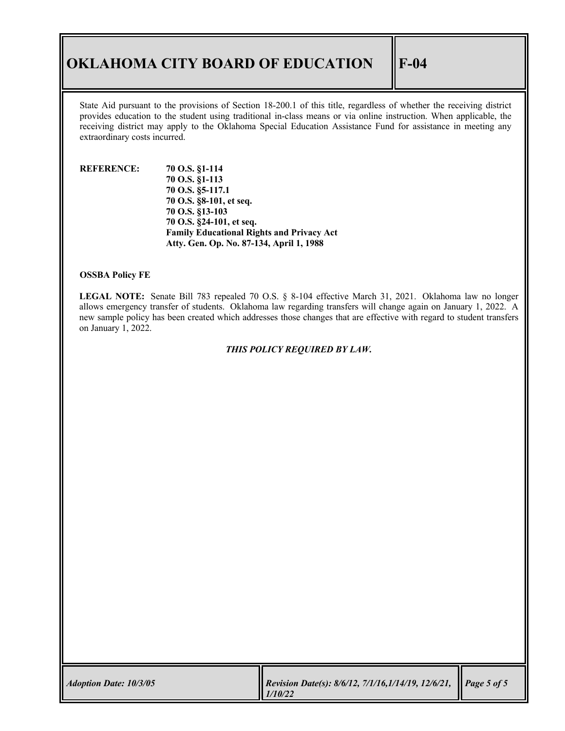State Aid pursuant to the provisions of Section 18-200.1 of this title, regardless of whether the receiving district provides education to the student using traditional in-class means or via online instruction. When applicable, the receiving district may apply to the Oklahoma Special Education Assistance Fund for assistance in meeting any extraordinary costs incurred.

**REFERENCE:**

**70 O.S. §1-114**
**70 O.S. §1-113**
**70 O.S. §5-117.1**
**70 O.S. §8-101, et seq.**
**70 O.S. §13-103**
**70 O.S. §24-101, et seq.**
**Family Educational Rights and Privacy Act**
**Atty. Gen. Op. No. 87-134, April 1, 1988**

**OSSBA Policy FE**

**LEGAL NOTE:** Senate Bill 783 repealed 70 O.S. § 8-104 effective March 31, 2021. Oklahoma law no longer allows emergency transfer of students. Oklahoma law regarding transfers will change again on January 1, 2022. A new sample policy has been created which addresses those changes that are effective with regard to student transfers on January 1, 2022.

***THIS POLICY REQUIRED BY LAW.***

*Adoption Date: 10/3/05* | *Revision Date(s): 8/6/12, 7/1/16,1/14/19, 12/6/21, 1/10/22*